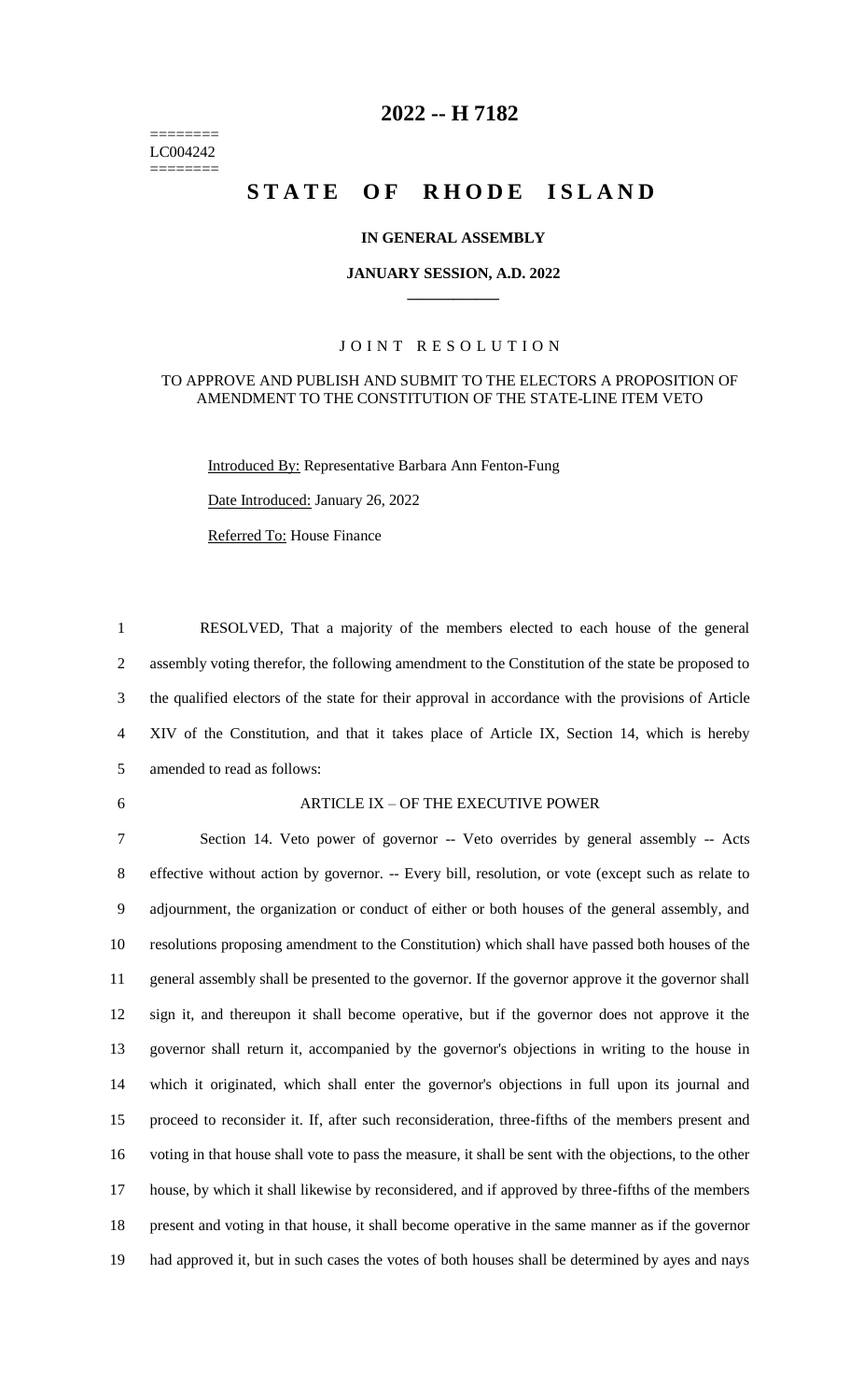# 2022 -- H 7182

========
LC004242
========

# STATE OF RHODE ISLAND

**IN GENERAL ASSEMBLY**

**JANUARY SESSION, A.D. 2022**

\_\_\_\_\_\_\_\_\_\_\_\_

JOINT RESOLUTION

TO APPROVE AND PUBLISH AND SUBMIT TO THE ELECTORS A PROPOSITION OF AMENDMENT TO THE CONSTITUTION OF THE STATE-LINE ITEM VETO

Introduced By: Representative Barbara Ann Fenton-Fung

Date Introduced: January 26, 2022

Referred To: House Finance

1 RESOLVED, That a majority of the members elected to each house of the general
2 assembly voting therefor, the following amendment to the Constitution of the state be proposed to
3 the qualified electors of the state for their approval in accordance with the provisions of Article
4 XIV of the Constitution, and that it takes place of Article IX, Section 14, which is hereby
5 amended to read as follows:

6 ARTICLE IX – OF THE EXECUTIVE POWER

7 Section 14. Veto power of governor -- Veto overrides by general assembly -- Acts
8 effective without action by governor. -- Every bill, resolution, or vote (except such as relate to
9 adjournment, the organization or conduct of either or both houses of the general assembly, and
10 resolutions proposing amendment to the Constitution) which shall have passed both houses of the
11 general assembly shall be presented to the governor. If the governor approve it the governor shall
12 sign it, and thereupon it shall become operative, but if the governor does not approve it the
13 governor shall return it, accompanied by the governor's objections in writing to the house in
14 which it originated, which shall enter the governor's objections in full upon its journal and
15 proceed to reconsider it. If, after such reconsideration, three-fifths of the members present and
16 voting in that house shall vote to pass the measure, it shall be sent with the objections, to the other
17 house, by which it shall likewise by reconsidered, and if approved by three-fifths of the members
18 present and voting in that house, it shall become operative in the same manner as if the governor
19 had approved it, but in such cases the votes of both houses shall be determined by ayes and nays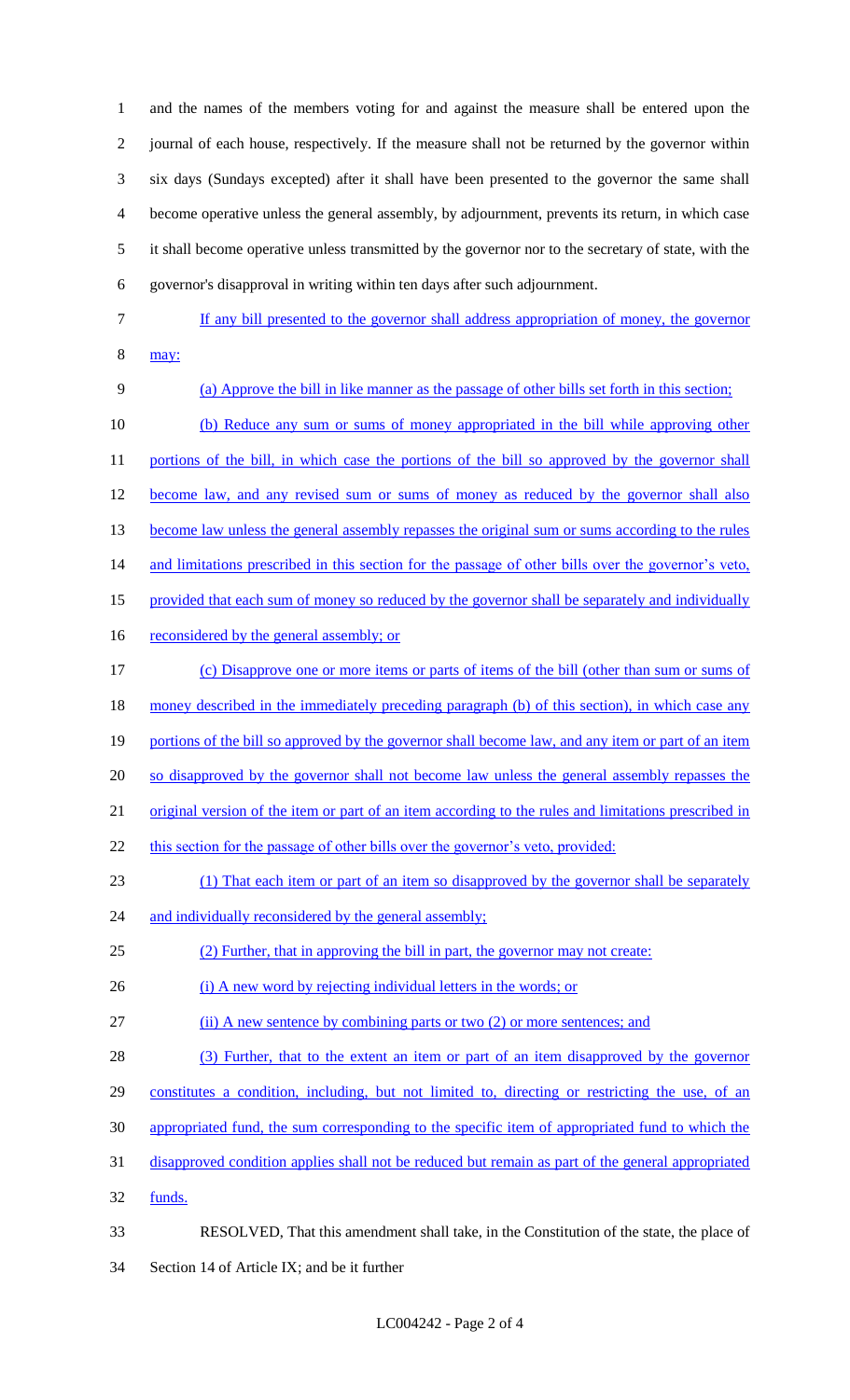and the names of the members voting for and against the measure shall be entered upon the journal of each house, respectively. If the measure shall not be returned by the governor within six days (Sundays excepted) after it shall have been presented to the governor the same shall become operative unless the general assembly, by adjournment, prevents its return, in which case it shall become operative unless transmitted by the governor nor to the secretary of state, with the governor's disapproval in writing within ten days after such adjournment.

If any bill presented to the governor shall address appropriation of money, the governor may:

(a) Approve the bill in like manner as the passage of other bills set forth in this section;

(b) Reduce any sum or sums of money appropriated in the bill while approving other portions of the bill, in which case the portions of the bill so approved by the governor shall become law, and any revised sum or sums of money as reduced by the governor shall also become law unless the general assembly repasses the original sum or sums according to the rules and limitations prescribed in this section for the passage of other bills over the governor's veto, provided that each sum of money so reduced by the governor shall be separately and individually reconsidered by the general assembly; or

(c) Disapprove one or more items or parts of items of the bill (other than sum or sums of money described in the immediately preceding paragraph (b) of this section), in which case any portions of the bill so approved by the governor shall become law, and any item or part of an item so disapproved by the governor shall not become law unless the general assembly repasses the original version of the item or part of an item according to the rules and limitations prescribed in this section for the passage of other bills over the governor's veto, provided:

(1) That each item or part of an item so disapproved by the governor shall be separately and individually reconsidered by the general assembly;

(2) Further, that in approving the bill in part, the governor may not create:

(i) A new word by rejecting individual letters in the words; or

(ii) A new sentence by combining parts or two (2) or more sentences; and

(3) Further, that to the extent an item or part of an item disapproved by the governor constitutes a condition, including, but not limited to, directing or restricting the use, of an appropriated fund, the sum corresponding to the specific item of appropriated fund to which the disapproved condition applies shall not be reduced but remain as part of the general appropriated funds.

RESOLVED, That this amendment shall take, in the Constitution of the state, the place of Section 14 of Article IX; and be it further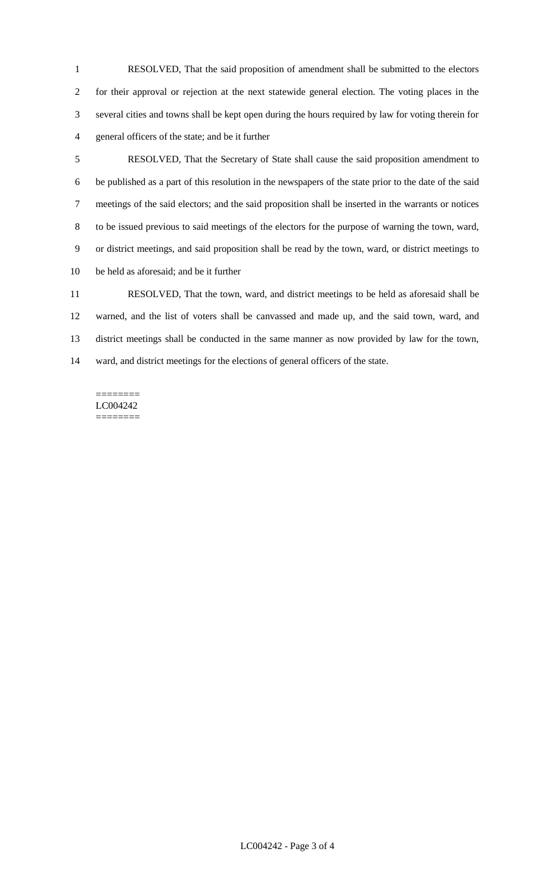RESOLVED, That the said proposition of amendment shall be submitted to the electors for their approval or rejection at the next statewide general election. The voting places in the several cities and towns shall be kept open during the hours required by law for voting therein for general officers of the state; and be it further

RESOLVED, That the Secretary of State shall cause the said proposition amendment to be published as a part of this resolution in the newspapers of the state prior to the date of the said meetings of the said electors; and the said proposition shall be inserted in the warrants or notices to be issued previous to said meetings of the electors for the purpose of warning the town, ward, or district meetings, and said proposition shall be read by the town, ward, or district meetings to be held as aforesaid; and be it further

RESOLVED, That the town, ward, and district meetings to be held as aforesaid shall be warned, and the list of voters shall be canvassed and made up, and the said town, ward, and district meetings shall be conducted in the same manner as now provided by law for the town, ward, and district meetings for the elections of general officers of the state.

========
LC004242
========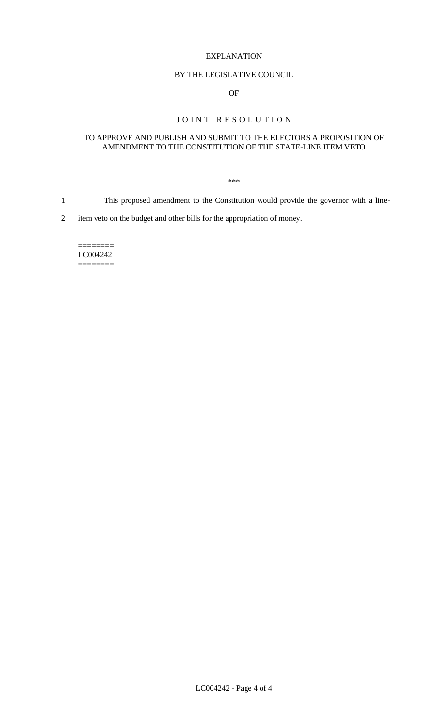EXPLANATION

BY THE LEGISLATIVE COUNCIL

OF

J O I N T  R E S O L U T I O N

TO APPROVE AND PUBLISH AND SUBMIT TO THE ELECTORS A PROPOSITION OF AMENDMENT TO THE CONSTITUTION OF THE STATE-LINE ITEM VETO

\*\*\*

1 This proposed amendment to the Constitution would provide the governor with a line-

2 item veto on the budget and other bills for the appropriation of money.

========
LC004242
========